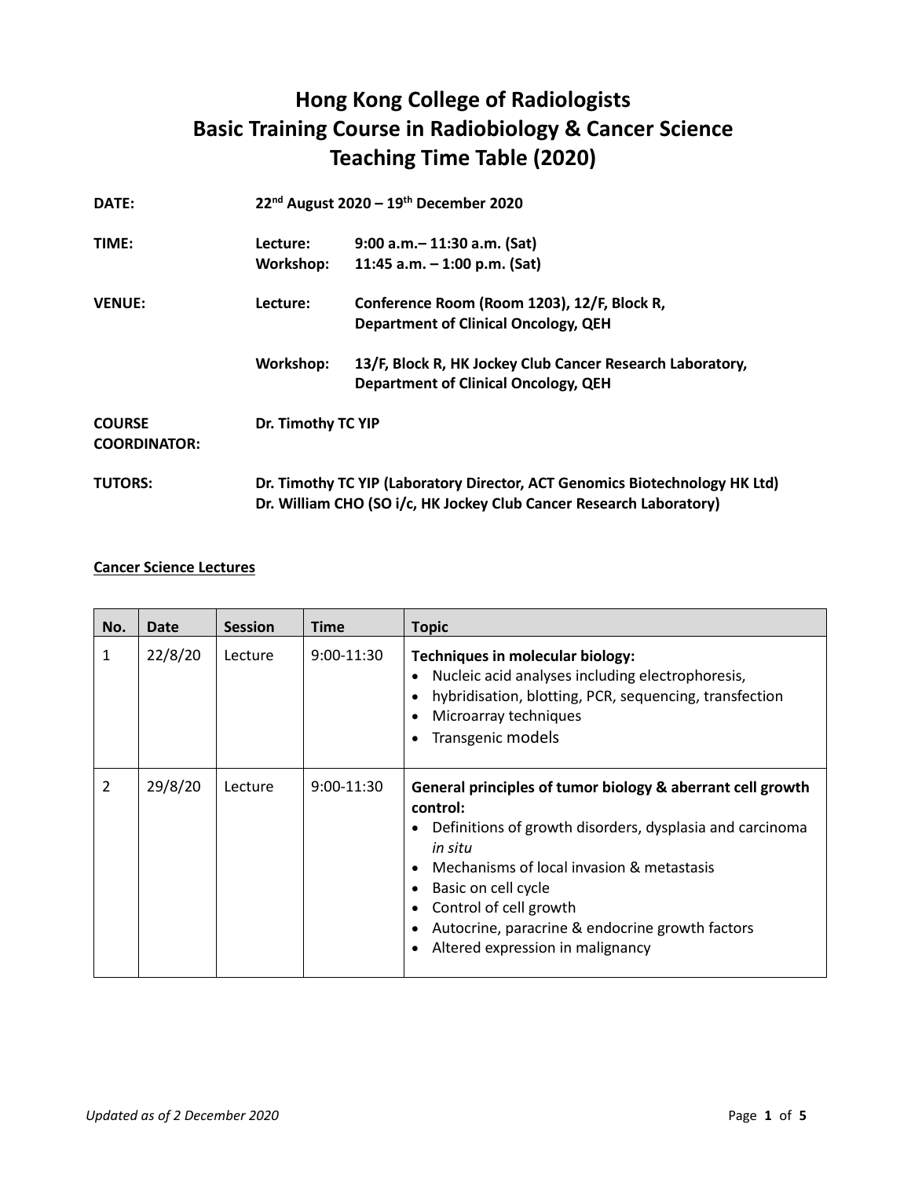# Hong Kong College of Radiologists
# Basic Training Course in Radiobiology & Cancer Science
# Teaching Time Table (2020)

**DATE:** 22nd August 2020 – 19th December 2020

**TIME:**
- **Lecture:** 9:00 a.m.– 11:30 a.m. (Sat)
- **Workshop:** 11:45 a.m. – 1:00 p.m. (Sat)

**VENUE:**
- **Lecture:** Conference Room (Room 1203), 12/F, Block R, Department of Clinical Oncology, QEH
- **Workshop:** 13/F, Block R, HK Jockey Club Cancer Research Laboratory, Department of Clinical Oncology, QEH

**COURSE COORDINATOR:** Dr. Timothy TC YIP

**TUTORS:**
- Dr. Timothy TC YIP (Laboratory Director, ACT Genomics Biotechnology HK Ltd)
- Dr. William CHO (SO i/c, HK Jockey Club Cancer Research Laboratory)

**Cancer Science Lectures**

| No. | Date | Session | Time | Topic |
|---|---|---|---|---|
| 1 | 22/8/20 | Lecture | 9:00-11:30 | **Techniques in molecular biology:**<br>• Nucleic acid analyses including electrophoresis,<br>• hybridisation, blotting, PCR, sequencing, transfection<br>• Microarray techniques<br>• Transgenic models |
| 2 | 29/8/20 | Lecture | 9:00-11:30 | **General principles of tumor biology & aberrant cell growth control:**<br>• Definitions of growth disorders, dysplasia and carcinoma *in situ*<br>• Mechanisms of local invasion & metastasis<br>• Basic on cell cycle<br>• Control of cell growth<br>• Autocrine, paracrine & endocrine growth factors<br>• Altered expression in malignancy |

*Updated as of 2 December 2020*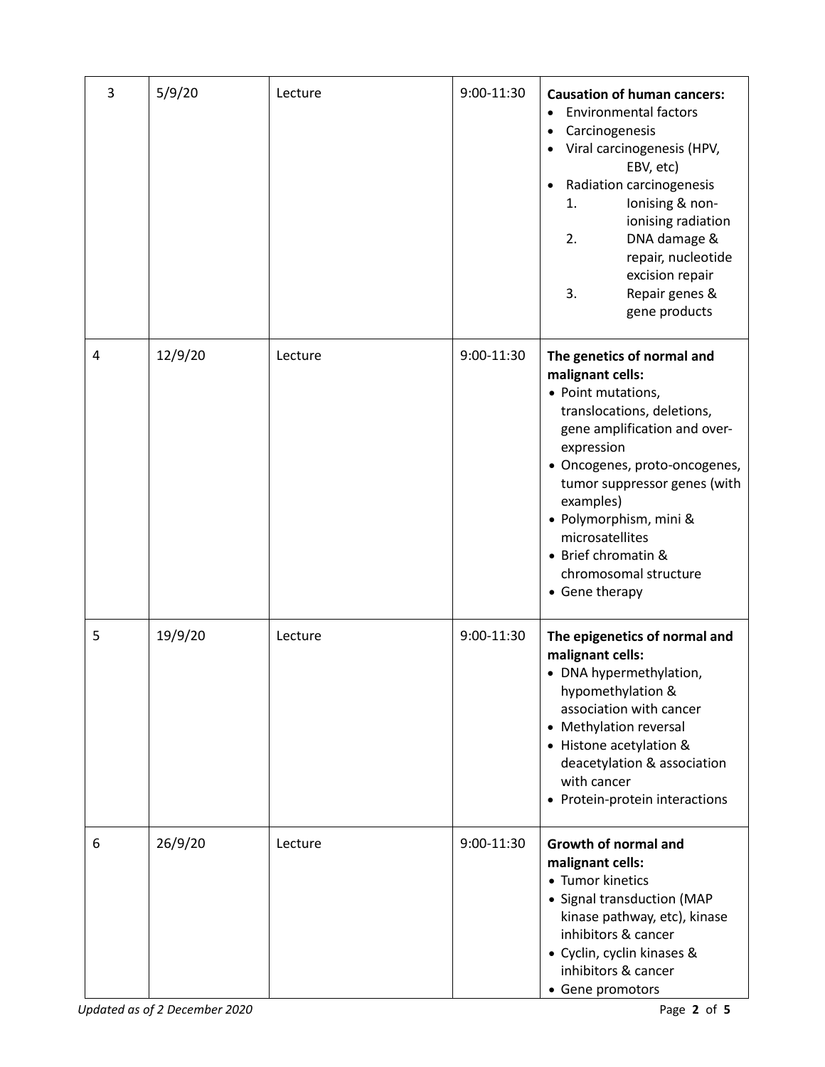| 3 | 5/9/20 | Lecture | 9:00-11:30 | **Causation of human cancers:**<br>• Environmental factors<br>• Carcinogenesis<br>• Viral carcinogenesis (HPV, EBV, etc)<br>• Radiation carcinogenesis<br>1. Ionising & non-ionising radiation<br>2. DNA damage & repair, nucleotide excision repair<br>3. Repair genes & gene products |
|---|---|---|---|---|
| 4 | 12/9/20 | Lecture | 9:00-11:30 | **The genetics of normal and malignant cells:**<br>• Point mutations, translocations, deletions, gene amplification and over-expression<br>• Oncogenes, proto-oncogenes, tumor suppressor genes (with examples)<br>• Polymorphism, mini & microsatellites<br>• Brief chromatin & chromosomal structure<br>• Gene therapy |
| 5 | 19/9/20 | Lecture | 9:00-11:30 | **The epigenetics of normal and malignant cells:**<br>• DNA hypermethylation, hypomethylation & association with cancer<br>• Methylation reversal<br>• Histone acetylation & deacetylation & association with cancer<br>• Protein-protein interactions |
| 6 | 26/9/20 | Lecture | 9:00-11:30 | **Growth of normal and malignant cells:**<br>• Tumor kinetics<br>• Signal transduction (MAP kinase pathway, etc), kinase inhibitors & cancer<br>• Cyclin, cyclin kinases & inhibitors & cancer<br>• Gene promotors |

*Updated as of 2 December 2020*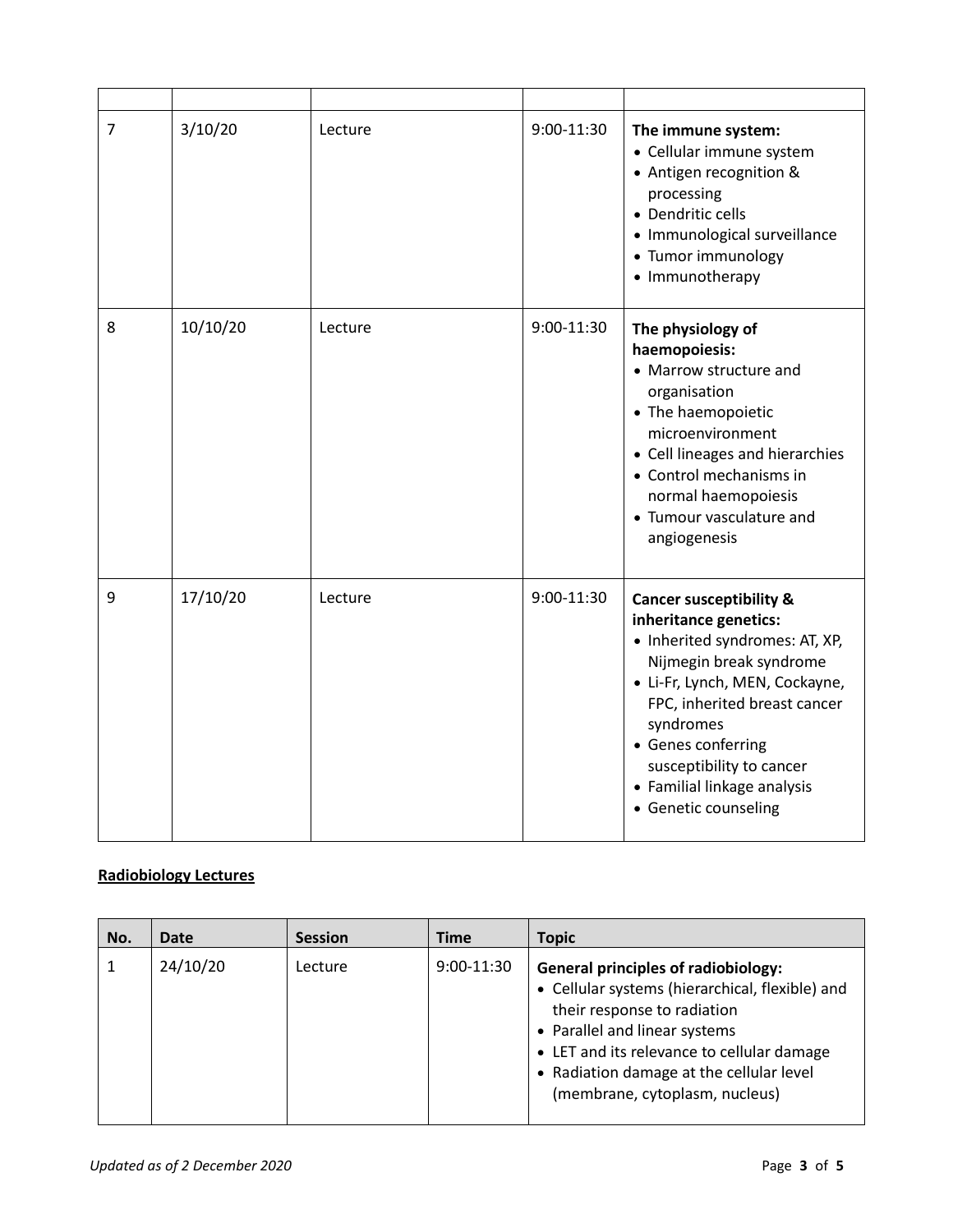| | | | | |
|---|---|---|---|---|
| 7 | 3/10/20 | Lecture | 9:00-11:30 | **The immune system:**<br>• Cellular immune system<br>• Antigen recognition & processing<br>• Dendritic cells<br>• Immunological surveillance<br>• Tumor immunology<br>• Immunotherapy |
| 8 | 10/10/20 | Lecture | 9:00-11:30 | **The physiology of haemopoiesis:**<br>• Marrow structure and organisation<br>• The haemopoietic microenvironment<br>• Cell lineages and hierarchies<br>• Control mechanisms in normal haemopoiesis<br>• Tumour vasculature and angiogenesis |
| 9 | 17/10/20 | Lecture | 9:00-11:30 | **Cancer susceptibility & inheritance genetics:**<br>• Inherited syndromes: AT, XP, Nijmegin break syndrome<br>• Li-Fr, Lynch, MEN, Cockayne, FPC, inherited breast cancer syndromes<br>• Genes conferring susceptibility to cancer<br>• Familial linkage analysis<br>• Genetic counseling |

**Radiobiology Lectures**

| No. | Date | Session | Time | Topic |
|---|---|---|---|---|
| 1 | 24/10/20 | Lecture | 9:00-11:30 | **General principles of radiobiology:**<br>• Cellular systems (hierarchical, flexible) and their response to radiation<br>• Parallel and linear systems<br>• LET and its relevance to cellular damage<br>• Radiation damage at the cellular level (membrane, cytoplasm, nucleus) |

*Updated as of 2 December 2020*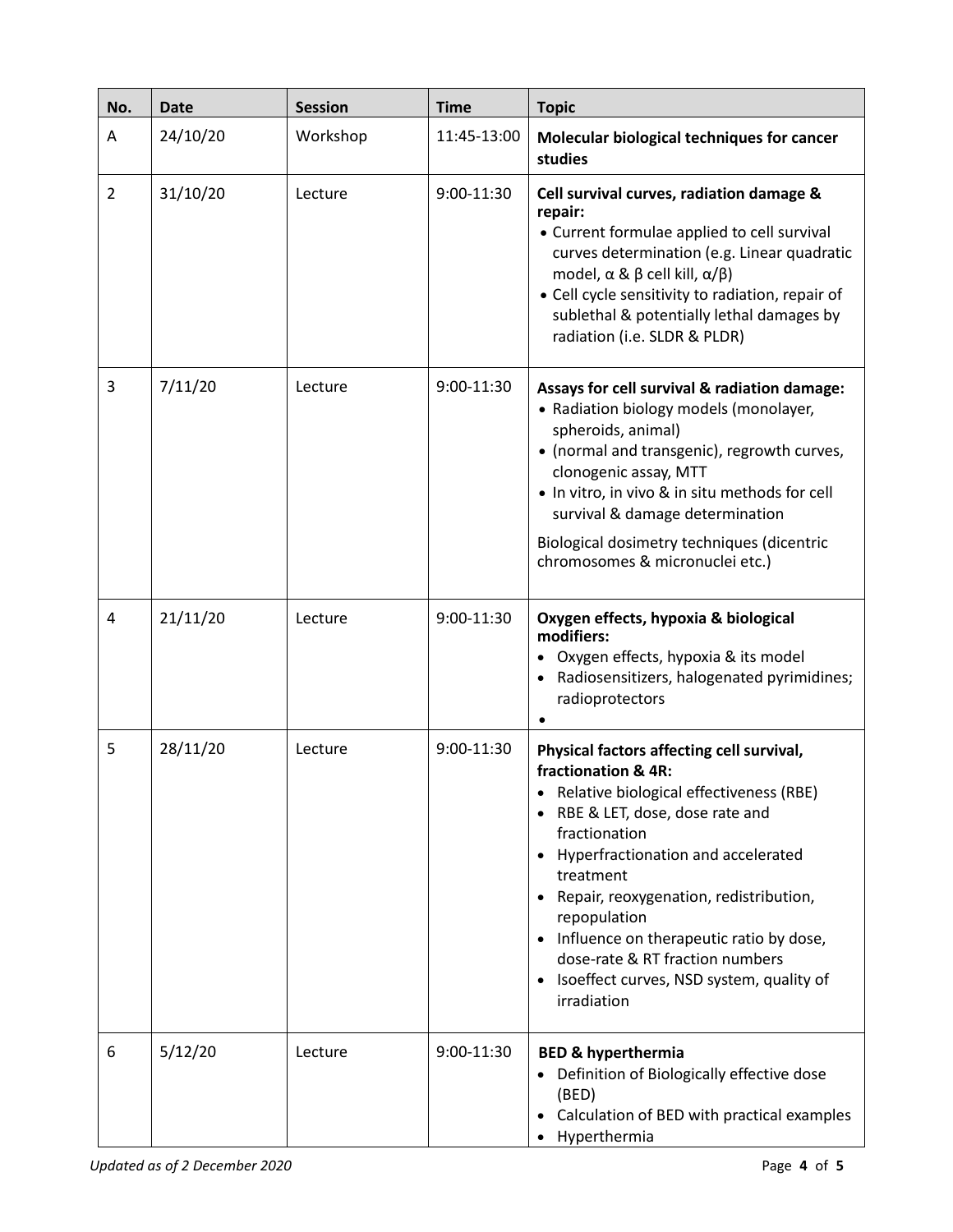| No. | Date | Session | Time | Topic |
|---|---|---|---|---|
| A | 24/10/20 | Workshop | 11:45-13:00 | **Molecular biological techniques for cancer studies** |
| 2 | 31/10/20 | Lecture | 9:00-11:30 | **Cell survival curves, radiation damage & repair:**<br>• Current formulae applied to cell survival curves determination (e.g. Linear quadratic model, $\alpha$ & $\beta$ cell kill, $\alpha/\beta$)<br>• Cell cycle sensitivity to radiation, repair of sublethal & potentially lethal damages by radiation (i.e. SLDR & PLDR) |
| 3 | 7/11/20 | Lecture | 9:00-11:30 | **Assays for cell survival & radiation damage:**<br>• Radiation biology models (monolayer, spheroids, animal)<br>• (normal and transgenic), regrowth curves, clonogenic assay, MTT<br>• In vitro, in vivo & in situ methods for cell survival & damage determination<br>Biological dosimetry techniques (dicentric chromosomes & micronuclei etc.) |
| 4 | 21/11/20 | Lecture | 9:00-11:30 | **Oxygen effects, hypoxia & biological modifiers:**<br>• Oxygen effects, hypoxia & its model<br>• Radiosensitizers, halogenated pyrimidines; radioprotectors<br>• |
| 5 | 28/11/20 | Lecture | 9:00-11:30 | **Physical factors affecting cell survival, fractionation & 4R:**<br>• Relative biological effectiveness (RBE)<br>• RBE & LET, dose, dose rate and fractionation<br>• Hyperfractionation and accelerated treatment<br>• Repair, reoxygenation, redistribution, repopulation<br>• Influence on therapeutic ratio by dose, dose-rate & RT fraction numbers<br>• Isoeffect curves, NSD system, quality of irradiation |
| 6 | 5/12/20 | Lecture | 9:00-11:30 | **BED & hyperthermia**<br>• Definition of Biologically effective dose (BED)<br>• Calculation of BED with practical examples<br>• Hyperthermia |

*Updated as of 2 December 2020*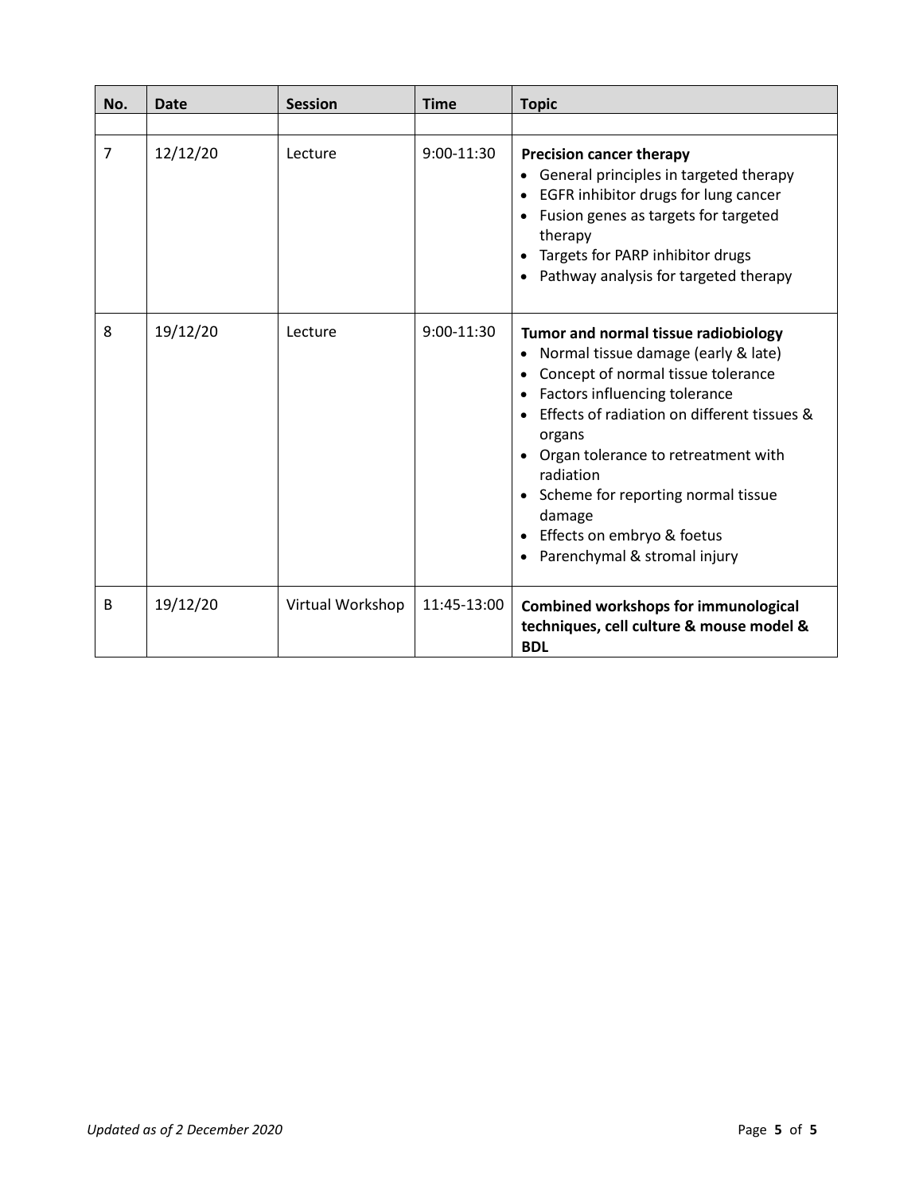| No. | Date | Session | Time | Topic |
|---|---|---|---|---|
| | | | | |
| 7 | 12/12/20 | Lecture | 9:00-11:30 | **Precision cancer therapy**<br>• General principles in targeted therapy<br>• EGFR inhibitor drugs for lung cancer<br>• Fusion genes as targets for targeted therapy<br>• Targets for PARP inhibitor drugs<br>• Pathway analysis for targeted therapy |
| 8 | 19/12/20 | Lecture | 9:00-11:30 | **Tumor and normal tissue radiobiology**<br>• Normal tissue damage (early & late)<br>• Concept of normal tissue tolerance<br>• Factors influencing tolerance<br>• Effects of radiation on different tissues & organs<br>• Organ tolerance to retreatment with radiation<br>• Scheme for reporting normal tissue damage<br>• Effects on embryo & foetus<br>• Parenchymal & stromal injury |
| B | 19/12/20 | Virtual Workshop | 11:45-13:00 | **Combined workshops for immunological techniques, cell culture & mouse model & BDL** |

*Updated as of 2 December 2020*